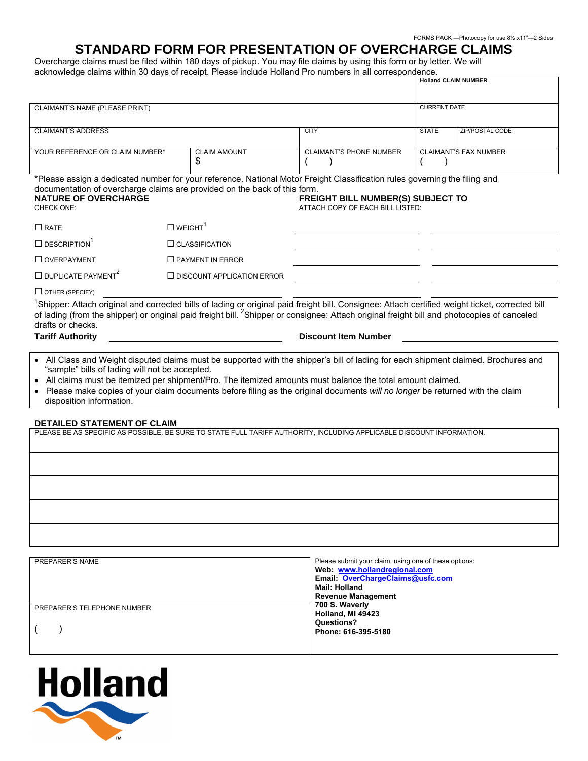FORMS PACK —Photocopy for use 8½ x11"—2 Sides

# STANDARD FORM FOR PRESENTATION OF OVERCHARGE CLAIMS

Overcharge claims must be filed within 180 days of pickup. You may file claims by using this form or by letter. We will acknowledge claims within 30 days of receipt. Please include Holland Pro numbers in all correspondence.

| | | | Holland CLAIM NUMBER | |
|---|---|---|---|---|
| CLAIMANT'S NAME (PLEASE PRINT) | | | CURRENT DATE | |
| CLAIMANT'S ADDRESS | | CITY | STATE | ZIP/POSTAL CODE |
| YOUR REFERENCE OR CLAIM NUMBER* | CLAIM AMOUNT $ | CLAIMANT'S PHONE NUMBER ( ) | CLAIMANT'S FAX NUMBER ( ) | |

*Please assign a dedicated number for your reference. National Motor Freight Classification rules governing the filing and documentation of overcharge claims are provided on the back of this form.

**NATURE OF OVERCHARGE**
CHECK ONE:

☐ RATE ☐ WEIGHT[1]
☐ DESCRIPTION[1] ☐ CLASSIFICATION
☐ OVERPAYMENT ☐ PAYMENT IN ERROR
☐ DUPLICATE PAYMENT[2] ☐ DISCOUNT APPLICATION ERROR
☐ OTHER (SPECIFY) ____________________

**FREIGHT BILL NUMBER(S) SUBJECT TO**
ATTACH COPY OF EACH BILL LISTED:

____________________ ____________________
____________________ ____________________
____________________ ____________________
____________________ ____________________
____________________ ____________________

[1]Shipper: Attach original and corrected bills of lading or original paid freight bill. Consignee: Attach certified weight ticket, corrected bill of lading (from the shipper) or original paid freight bill. [2]Shipper or consignee: Attach original freight bill and photocopies of canceled drafts or checks.

**Tariff Authority** ____________________ **Discount Item Number** ____________________

- All Class and Weight disputed claims must be supported with the shipper's bill of lading for each shipment claimed. Brochures and "sample" bills of lading will not be accepted.
- All claims must be itemized per shipment/Pro. The itemized amounts must balance the total amount claimed.
- Please make copies of your claim documents before filing as the original documents *will no longer* be returned with the claim disposition information.

**DETAILED STATEMENT OF CLAIM**

PLEASE BE AS SPECIFIC AS POSSIBLE. BE SURE TO STATE FULL TARIFF AUTHORITY, INCLUDING APPLICABLE DISCOUNT INFORMATION.

| |
|---|
| |
| |
| |
| |

| | |
|---|---|
| PREPARER'S NAME | Please submit your claim, using one of these options:<br>**Web: www.hollandregional.com**<br>**Email: OverChargeClaims@usfc.com**<br>**Mail: Holland**<br>**Revenue Management**<br>**700 S. Waverly**<br>**Holland, MI 49423**<br>**Questions?**<br>**Phone: 616-395-5180** |
| PREPARER'S TELEPHONE NUMBER<br>( ) | |

**Holland**™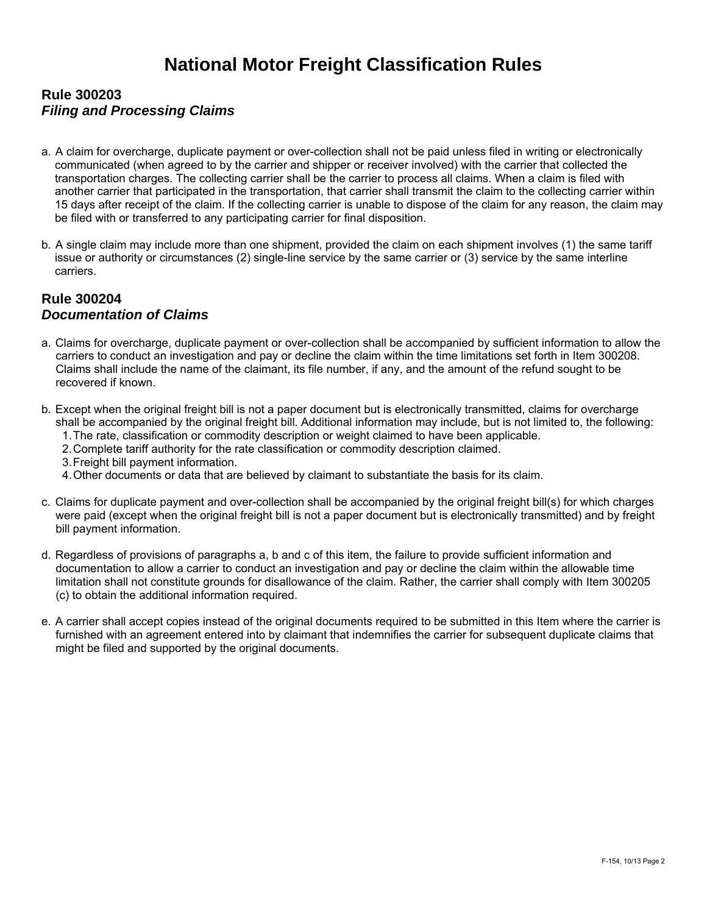# National Motor Freight Classification Rules

## Rule 300203
### *Filing and Processing Claims*

a. A claim for overcharge, duplicate payment or over-collection shall not be paid unless filed in writing or electronically communicated (when agreed to by the carrier and shipper or receiver involved) with the carrier that collected the transportation charges. The collecting carrier shall be the carrier to process all claims. When a claim is filed with another carrier that participated in the transportation, that carrier shall transmit the claim to the collecting carrier within 15 days after receipt of the claim. If the collecting carrier is unable to dispose of the claim for any reason, the claim may be filed with or transferred to any participating carrier for final disposition.

b. A single claim may include more than one shipment, provided the claim on each shipment involves (1) the same tariff issue or authority or circumstances (2) single-line service by the same carrier or (3) service by the same interline carriers.

## Rule 300204
### *Documentation of Claims*

a. Claims for overcharge, duplicate payment or over-collection shall be accompanied by sufficient information to allow the carriers to conduct an investigation and pay or decline the claim within the time limitations set forth in Item 300208. Claims shall include the name of the claimant, its file number, if any, and the amount of the refund sought to be recovered if known.

b. Except when the original freight bill is not a paper document but is electronically transmitted, claims for overcharge shall be accompanied by the original freight bill. Additional information may include, but is not limited to, the following:
   1. The rate, classification or commodity description or weight claimed to have been applicable.
   2. Complete tariff authority for the rate classification or commodity description claimed.
   3. Freight bill payment information.
   4. Other documents or data that are believed by claimant to substantiate the basis for its claim.

c. Claims for duplicate payment and over-collection shall be accompanied by the original freight bill(s) for which charges were paid (except when the original freight bill is not a paper document but is electronically transmitted) and by freight bill payment information.

d. Regardless of provisions of paragraphs a, b and c of this item, the failure to provide sufficient information and documentation to allow a carrier to conduct an investigation and pay or decline the claim within the allowable time limitation shall not constitute grounds for disallowance of the claim. Rather, the carrier shall comply with Item 300205 (c) to obtain the additional information required.

e. A carrier shall accept copies instead of the original documents required to be submitted in this Item where the carrier is furnished with an agreement entered into by claimant that indemnifies the carrier for subsequent duplicate claims that might be filed and supported by the original documents.